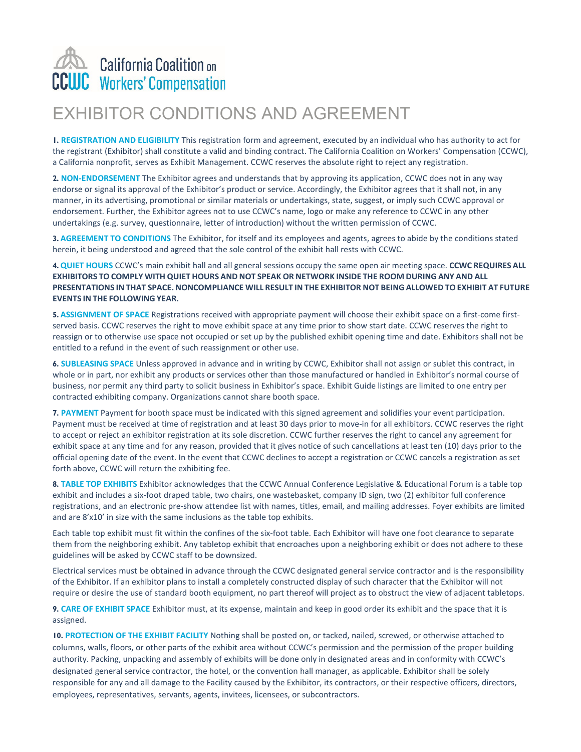California Coalition on Workers' Compensation

# EXHIBITOR CONDITIONS AND AGREEMENT

**1. REGISTRATION AND ELIGIBILITY** This registration form and agreement, executed by an individual who has authority to act for the registrant (Exhibitor) shall constitute a valid and binding contract. The California Coalition on Workers' Compensation (CCWC), a California nonprofit, serves as Exhibit Management. CCWC reserves the absolute right to reject any registration.

**2. NON-ENDORSEMENT** The Exhibitor agrees and understands that by approving its application, CCWC does not in any way endorse or signal its approval of the Exhibitor's product or service. Accordingly, the Exhibitor agrees that it shall not, in any manner, in its advertising, promotional or similar materials or undertakings, state, suggest, or imply such CCWC approval or endorsement. Further, the Exhibitor agrees not to use CCWC's name, logo or make any reference to CCWC in any other undertakings (e.g. survey, questionnaire, letter of introduction) without the written permission of CCWC.

**3. AGREEMENT TO CONDITIONS** The Exhibitor, for itself and its employees and agents, agrees to abide by the conditions stated herein, it being understood and agreed that the sole control of the exhibit hall rests with CCWC.

**4. QUIET HOURS** CCWC's main exhibit hall and all general sessions occupy the same open air meeting space. **CCWC REQUIRES ALL EXHIBITORS TO COMPLY WITH QUIET HOURS AND NOT SPEAK OR NETWORK INSIDE THE ROOM DURING ANY AND ALL PRESENTATIONS IN THAT SPACE. NONCOMPLIANCE WILL RESULT IN THE EXHIBITOR NOT BEING ALLOWED TO EXHIBIT AT FUTURE EVENTS IN THE FOLLOWING YEAR.**

**5. ASSIGNMENT OF SPACE** Registrations received with appropriate payment will choose their exhibit space on a first-come first-served basis. CCWC reserves the right to move exhibit space at any time prior to show start date. CCWC reserves the right to reassign or to otherwise use space not occupied or set up by the published exhibit opening time and date. Exhibitors shall not be entitled to a refund in the event of such reassignment or other use.

**6. SUBLEASING SPACE** Unless approved in advance and in writing by CCWC, Exhibitor shall not assign or sublet this contract, in whole or in part, nor exhibit any products or services other than those manufactured or handled in Exhibitor's normal course of business, nor permit any third party to solicit business in Exhibitor's space. Exhibit Guide listings are limited to one entry per contracted exhibiting company. Organizations cannot share booth space.

**7. PAYMENT** Payment for booth space must be indicated with this signed agreement and solidifies your event participation. Payment must be received at time of registration and at least 30 days prior to move-in for all exhibitors. CCWC reserves the right to accept or reject an exhibitor registration at its sole discretion. CCWC further reserves the right to cancel any agreement for exhibit space at any time and for any reason, provided that it gives notice of such cancellations at least ten (10) days prior to the official opening date of the event. In the event that CCWC declines to accept a registration or CCWC cancels a registration as set forth above, CCWC will return the exhibiting fee.

**8. TABLE TOP EXHIBITS** Exhibitor acknowledges that the CCWC Annual Conference Legislative & Educational Forum is a table top exhibit and includes a six-foot draped table, two chairs, one wastebasket, company ID sign, two (2) exhibitor full conference registrations, and an electronic pre-show attendee list with names, titles, email, and mailing addresses. Foyer exhibits are limited and are 8'x10' in size with the same inclusions as the table top exhibits.

Each table top exhibit must fit within the confines of the six-foot table. Each Exhibitor will have one foot clearance to separate them from the neighboring exhibit. Any tabletop exhibit that encroaches upon a neighboring exhibit or does not adhere to these guidelines will be asked by CCWC staff to be downsized.

Electrical services must be obtained in advance through the CCWC designated general service contractor and is the responsibility of the Exhibitor. If an exhibitor plans to install a completely constructed display of such character that the Exhibitor will not require or desire the use of standard booth equipment, no part thereof will project as to obstruct the view of adjacent tabletops.

**9. CARE OF EXHIBIT SPACE** Exhibitor must, at its expense, maintain and keep in good order its exhibit and the space that it is assigned.

**10. PROTECTION OF THE EXHIBIT FACILITY** Nothing shall be posted on, or tacked, nailed, screwed, or otherwise attached to columns, walls, floors, or other parts of the exhibit area without CCWC's permission and the permission of the proper building authority. Packing, unpacking and assembly of exhibits will be done only in designated areas and in conformity with CCWC's designated general service contractor, the hotel, or the convention hall manager, as applicable. Exhibitor shall be solely responsible for any and all damage to the Facility caused by the Exhibitor, its contractors, or their respective officers, directors, employees, representatives, servants, agents, invitees, licensees, or subcontractors.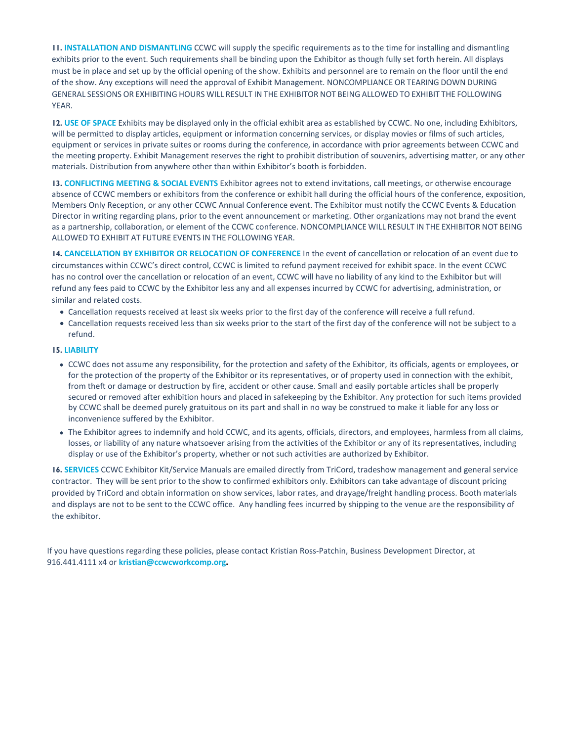**11. INSTALLATION AND DISMANTLING** CCWC will supply the specific requirements as to the time for installing and dismantling exhibits prior to the event. Such requirements shall be binding upon the Exhibitor as though fully set forth herein. All displays must be in place and set up by the official opening of the show. Exhibits and personnel are to remain on the floor until the end of the show. Any exceptions will need the approval of Exhibit Management. NONCOMPLIANCE OR TEARING DOWN DURING GENERAL SESSIONS OR EXHIBITING HOURS WILL RESULT IN THE EXHIBITOR NOT BEING ALLOWED TO EXHIBIT THE FOLLOWING YEAR.

**12. USE OF SPACE** Exhibits may be displayed only in the official exhibit area as established by CCWC. No one, including Exhibitors, will be permitted to display articles, equipment or information concerning services, or display movies or films of such articles, equipment or services in private suites or rooms during the conference, in accordance with prior agreements between CCWC and the meeting property. Exhibit Management reserves the right to prohibit distribution of souvenirs, advertising matter, or any other materials. Distribution from anywhere other than within Exhibitor's booth is forbidden.

**13. CONFLICTING MEETING & SOCIAL EVENTS** Exhibitor agrees not to extend invitations, call meetings, or otherwise encourage absence of CCWC members or exhibitors from the conference or exhibit hall during the official hours of the conference, exposition, Members Only Reception, or any other CCWC Annual Conference event. The Exhibitor must notify the CCWC Events & Education Director in writing regarding plans, prior to the event announcement or marketing. Other organizations may not brand the event as a partnership, collaboration, or element of the CCWC conference. NONCOMPLIANCE WILL RESULT IN THE EXHIBITOR NOT BEING ALLOWED TO EXHIBIT AT FUTURE EVENTS IN THE FOLLOWING YEAR.

**14. CANCELLATION BY EXHIBITOR OR RELOCATION OF CONFERENCE** In the event of cancellation or relocation of an event due to circumstances within CCWC's direct control, CCWC is limited to refund payment received for exhibit space. In the event CCWC has no control over the cancellation or relocation of an event, CCWC will have no liability of any kind to the Exhibitor but will refund any fees paid to CCWC by the Exhibitor less any and all expenses incurred by CCWC for advertising, administration, or similar and related costs.

- Cancellation requests received at least six weeks prior to the first day of the conference will receive a full refund.
- Cancellation requests received less than six weeks prior to the start of the first day of the conference will not be subject to a refund.

**15. LIABILITY**

- CCWC does not assume any responsibility, for the protection and safety of the Exhibitor, its officials, agents or employees, or for the protection of the property of the Exhibitor or its representatives, or of property used in connection with the exhibit, from theft or damage or destruction by fire, accident or other cause. Small and easily portable articles shall be properly secured or removed after exhibition hours and placed in safekeeping by the Exhibitor. Any protection for such items provided by CCWC shall be deemed purely gratuitous on its part and shall in no way be construed to make it liable for any loss or inconvenience suffered by the Exhibitor.
- The Exhibitor agrees to indemnify and hold CCWC, and its agents, officials, directors, and employees, harmless from all claims, losses, or liability of any nature whatsoever arising from the activities of the Exhibitor or any of its representatives, including display or use of the Exhibitor's property, whether or not such activities are authorized by Exhibitor.

**16. SERVICES** CCWC Exhibitor Kit/Service Manuals are emailed directly from TriCord, tradeshow management and general service contractor. They will be sent prior to the show to confirmed exhibitors only. Exhibitors can take advantage of discount pricing provided by TriCord and obtain information on show services, labor rates, and drayage/freight handling process. Booth materials and displays are not to be sent to the CCWC office. Any handling fees incurred by shipping to the venue are the responsibility of the exhibitor.

If you have questions regarding these policies, please contact Kristian Ross-Patchin, Business Development Director, at 916.441.4111 x4 or **kristian@ccwcworkcomp.org.**